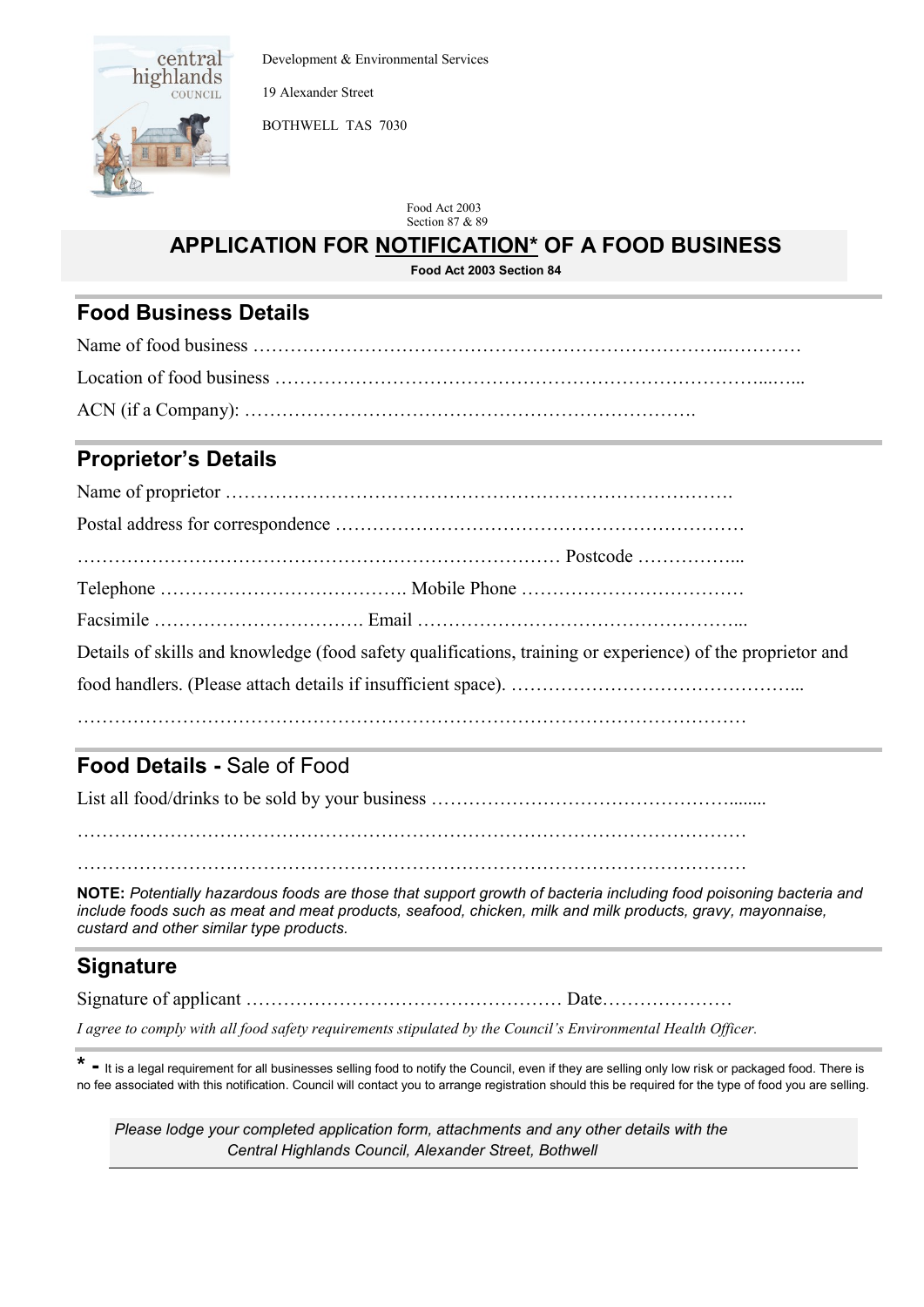Development & Environmental Services

19 Alexander Street

BOTHWELL TAS 7030

Food Act 2003
Section 87 & 89

# APPLICATION FOR NOTIFICATION* OF A FOOD BUSINESS

**Food Act 2003 Section 84**

## Food Business Details

Name of food business …………………………………………………………………..…………

Location of food business ……………………………………………………………………...…...

ACN (if a Company): ……………………………………………………………….

## Proprietor's Details

Name of proprietor ……………………………………………………………………….

Postal address for correspondence ………………………………………………………

………………………………………………………………… Postcode ……………...

Telephone …………………………………. Mobile Phone ………………………………

Facsimile ……………………………. Email ……………………………………………...

Details of skills and knowledge (food safety qualifications, training or experience) of the proprietor and food handlers. (Please attach details if insufficient space). ………………………………………...

………………………………………………………………………………………………

## Food Details - Sale of Food

List all food/drinks to be sold by your business ……………………………………….......

………………………………………………………………………………………………

………………………………………………………………………………………………

**NOTE:** *Potentially hazardous foods are those that support growth of bacteria including food poisoning bacteria and include foods such as meat and meat products, seafood, chicken, milk and milk products, gravy, mayonnaise, custard and other similar type products.*

## Signature

Signature of applicant …………………………………………… Date…………………

*I agree to comply with all food safety requirements stipulated by the Council's Environmental Health Officer.*

**\* -** It is a legal requirement for all businesses selling food to notify the Council, even if they are selling only low risk or packaged food. There is no fee associated with this notification. Council will contact you to arrange registration should this be required for the type of food you are selling.

*Please lodge your completed application form, attachments and any other details with the Central Highlands Council, Alexander Street, Bothwell*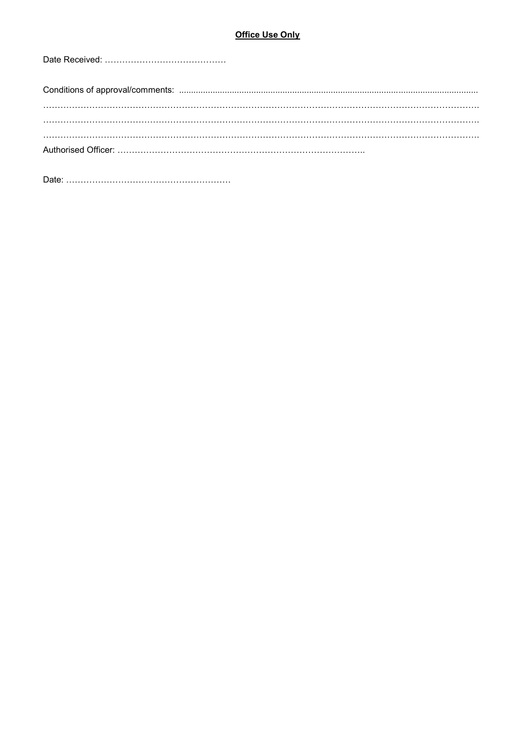**Office Use Only**

Date Received: ……………………………………

Conditions of approval/comments: ..........................................................................................................................

……………………………………………………………………………………………………………………………………

……………………………………………………………………………………………………………………………………

……………………………………………………………………………………………………………………………………

Authorised Officer: …………………………………………………………………………..

Date: …………………………………………………